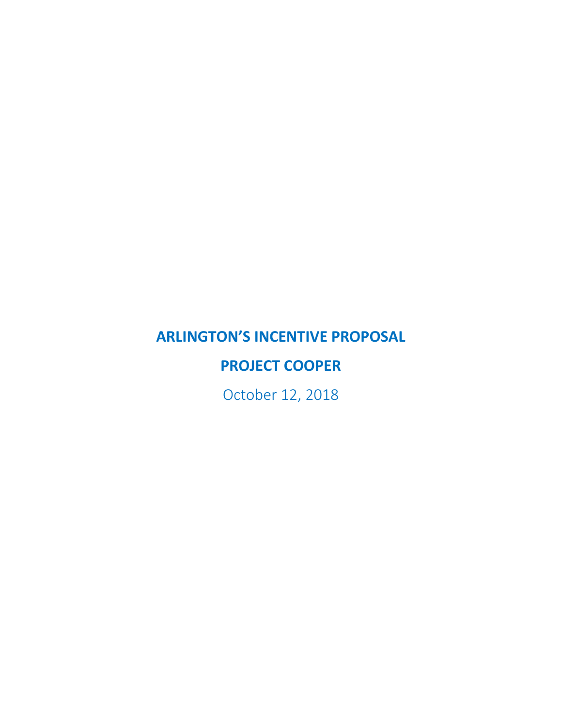# ARLINGTON'S INCENTIVE PROPOSAL

## PROJECT COOPER

October 12, 2018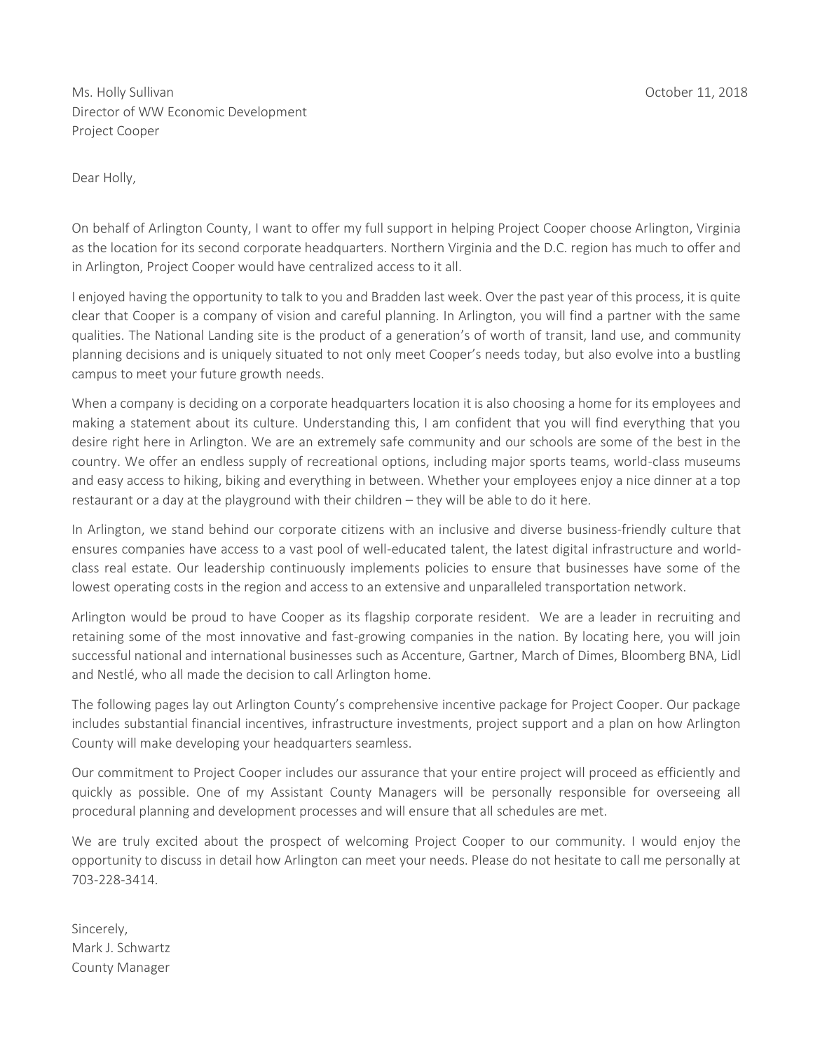Ms. Holly Sullivan
Director of WW Economic Development
Project Cooper

October 11, 2018

Dear Holly,

On behalf of Arlington County, I want to offer my full support in helping Project Cooper choose Arlington, Virginia as the location for its second corporate headquarters. Northern Virginia and the D.C. region has much to offer and in Arlington, Project Cooper would have centralized access to it all.

I enjoyed having the opportunity to talk to you and Bradden last week. Over the past year of this process, it is quite clear that Cooper is a company of vision and careful planning. In Arlington, you will find a partner with the same qualities. The National Landing site is the product of a generation's of worth of transit, land use, and community planning decisions and is uniquely situated to not only meet Cooper's needs today, but also evolve into a bustling campus to meet your future growth needs.

When a company is deciding on a corporate headquarters location it is also choosing a home for its employees and making a statement about its culture. Understanding this, I am confident that you will find everything that you desire right here in Arlington. We are an extremely safe community and our schools are some of the best in the country. We offer an endless supply of recreational options, including major sports teams, world-class museums and easy access to hiking, biking and everything in between. Whether your employees enjoy a nice dinner at a top restaurant or a day at the playground with their children – they will be able to do it here.

In Arlington, we stand behind our corporate citizens with an inclusive and diverse business-friendly culture that ensures companies have access to a vast pool of well-educated talent, the latest digital infrastructure and world-class real estate. Our leadership continuously implements policies to ensure that businesses have some of the lowest operating costs in the region and access to an extensive and unparalleled transportation network.

Arlington would be proud to have Cooper as its flagship corporate resident. We are a leader in recruiting and retaining some of the most innovative and fast-growing companies in the nation. By locating here, you will join successful national and international businesses such as Accenture, Gartner, March of Dimes, Bloomberg BNA, Lidl and Nestlé, who all made the decision to call Arlington home.

The following pages lay out Arlington County's comprehensive incentive package for Project Cooper. Our package includes substantial financial incentives, infrastructure investments, project support and a plan on how Arlington County will make developing your headquarters seamless.

Our commitment to Project Cooper includes our assurance that your entire project will proceed as efficiently and quickly as possible. One of my Assistant County Managers will be personally responsible for overseeing all procedural planning and development processes and will ensure that all schedules are met.

We are truly excited about the prospect of welcoming Project Cooper to our community. I would enjoy the opportunity to discuss in detail how Arlington can meet your needs. Please do not hesitate to call me personally at 703-228-3414.

Sincerely,
Mark J. Schwartz
County Manager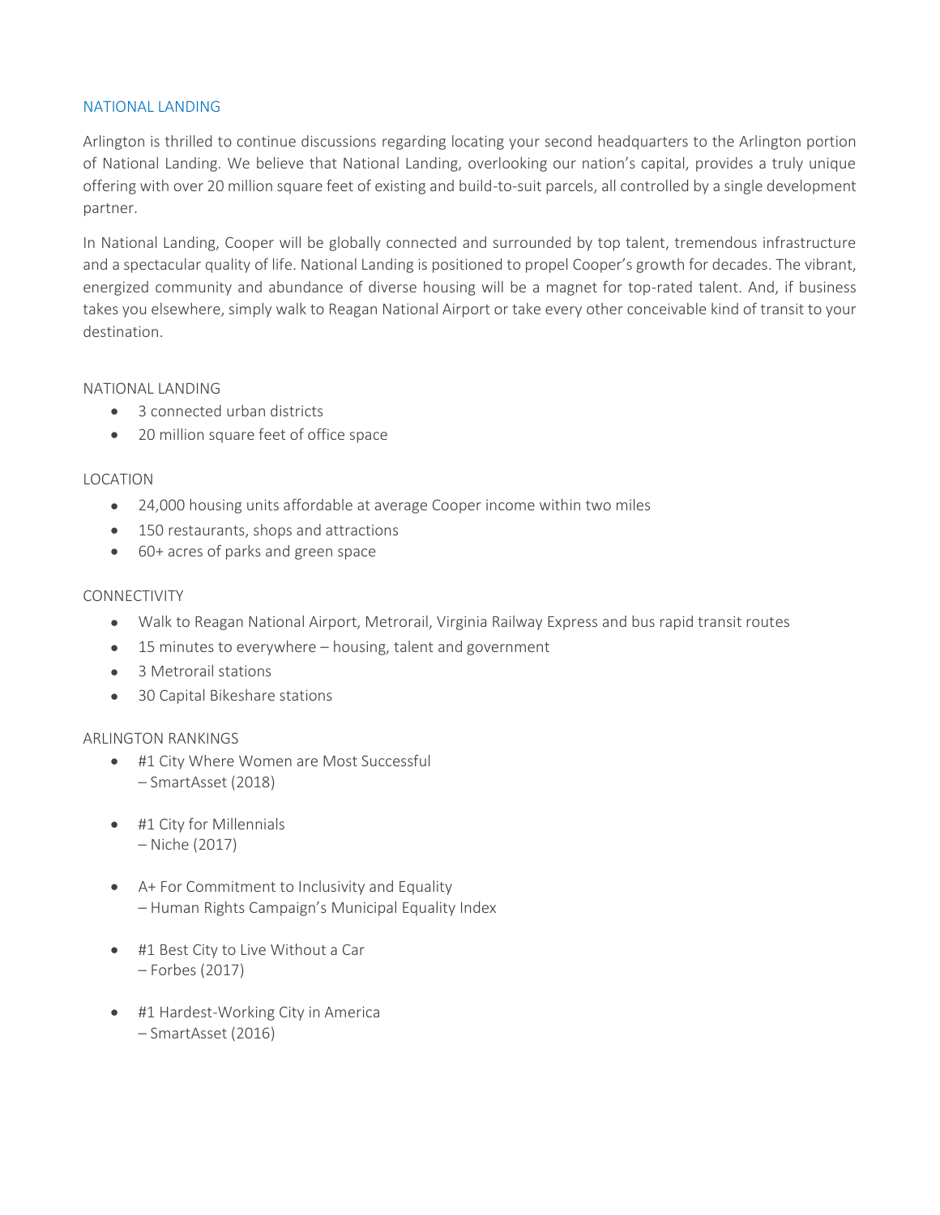## NATIONAL LANDING

Arlington is thrilled to continue discussions regarding locating your second headquarters to the Arlington portion of National Landing. We believe that National Landing, overlooking our nation's capital, provides a truly unique offering with over 20 million square feet of existing and build-to-suit parcels, all controlled by a single development partner.

In National Landing, Cooper will be globally connected and surrounded by top talent, tremendous infrastructure and a spectacular quality of life. National Landing is positioned to propel Cooper's growth for decades. The vibrant, energized community and abundance of diverse housing will be a magnet for top-rated talent. And, if business takes you elsewhere, simply walk to Reagan National Airport or take every other conceivable kind of transit to your destination.

### NATIONAL LANDING

- 3 connected urban districts
- 20 million square feet of office space

### LOCATION

- 24,000 housing units affordable at average Cooper income within two miles
- 150 restaurants, shops and attractions
- 60+ acres of parks and green space

### CONNECTIVITY

- Walk to Reagan National Airport, Metrorail, Virginia Railway Express and bus rapid transit routes
- 15 minutes to everywhere – housing, talent and government
- 3 Metrorail stations
- 30 Capital Bikeshare stations

### ARLINGTON RANKINGS

- #1 City Where Women are Most Successful
  – SmartAsset (2018)
- #1 City for Millennials
  – Niche (2017)
- A+ For Commitment to Inclusivity and Equality
  – Human Rights Campaign's Municipal Equality Index
- #1 Best City to Live Without a Car
  – Forbes (2017)
- #1 Hardest-Working City in America
  – SmartAsset (2016)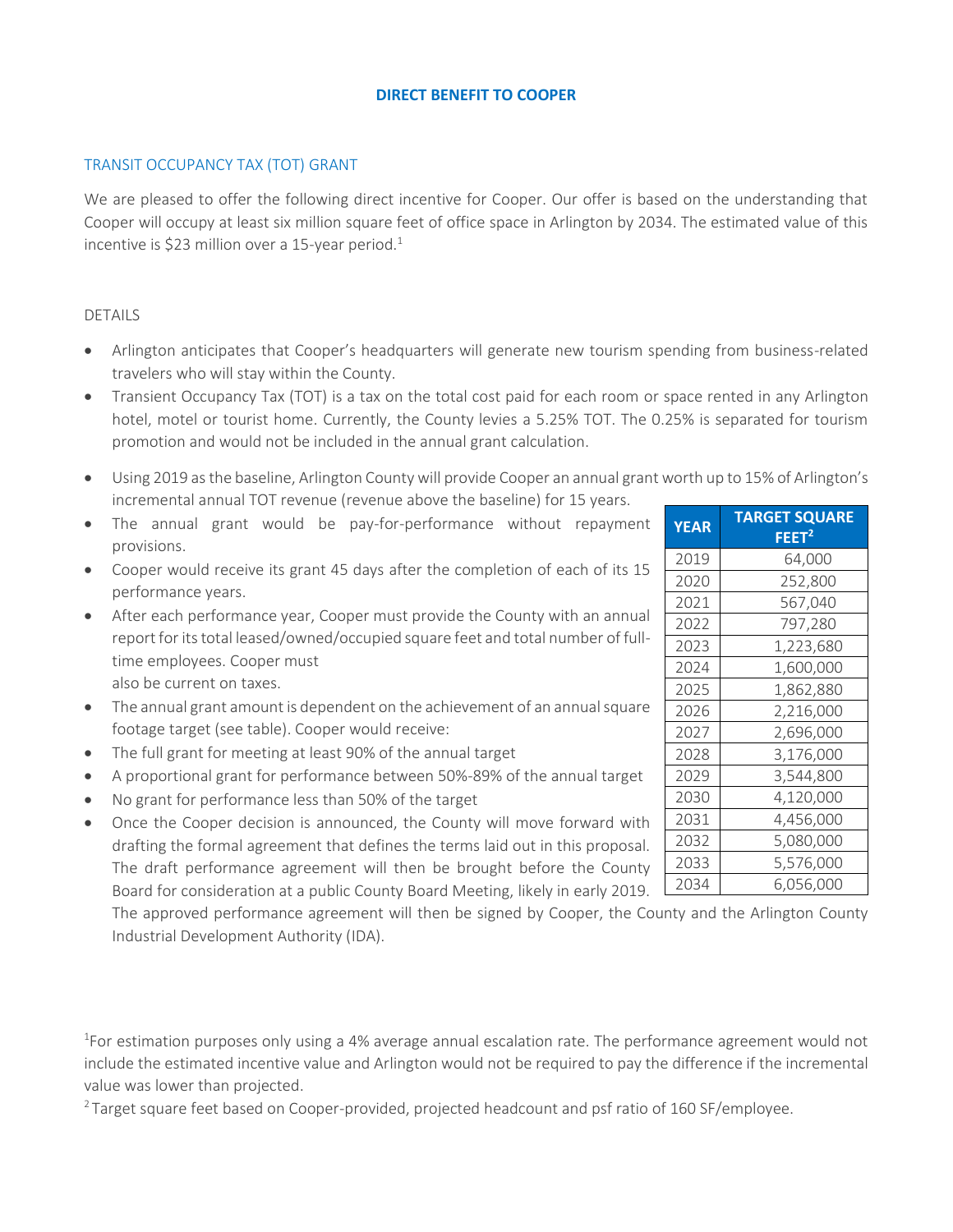## DIRECT BENEFIT TO COOPER

### TRANSIT OCCUPANCY TAX (TOT) GRANT

We are pleased to offer the following direct incentive for Cooper. Our offer is based on the understanding that Cooper will occupy at least six million square feet of office space in Arlington by 2034. The estimated value of this incentive is $23 million over a 15-year period.[1]

DETAILS

- Arlington anticipates that Cooper's headquarters will generate new tourism spending from business-related travelers who will stay within the County.
- Transient Occupancy Tax (TOT) is a tax on the total cost paid for each room or space rented in any Arlington hotel, motel or tourist home. Currently, the County levies a 5.25% TOT. The 0.25% is separated for tourism promotion and would not be included in the annual grant calculation.
- Using 2019 as the baseline, Arlington County will provide Cooper an annual grant worth up to 15% of Arlington's incremental annual TOT revenue (revenue above the baseline) for 15 years.
- The annual grant would be pay-for-performance without repayment provisions.
- Cooper would receive its grant 45 days after the completion of each of its 15 performance years.
- After each performance year, Cooper must provide the County with an annual report for its total leased/owned/occupied square feet and total number of full-time employees. Cooper must also be current on taxes.
- The annual grant amount is dependent on the achievement of an annual square footage target (see table). Cooper would receive:
- The full grant for meeting at least 90% of the annual target
- A proportional grant for performance between 50%-89% of the annual target
- No grant for performance less than 50% of the target
- Once the Cooper decision is announced, the County will move forward with drafting the formal agreement that defines the terms laid out in this proposal. The draft performance agreement will then be brought before the County Board for consideration at a public County Board Meeting, likely in early 2019. The approved performance agreement will then be signed by Cooper, the County and the Arlington County Industrial Development Authority (IDA).

| YEAR | TARGET SQUARE FEET[2] |
|---|---|
| 2019 | 64,000 |
| 2020 | 252,800 |
| 2021 | 567,040 |
| 2022 | 797,280 |
| 2023 | 1,223,680 |
| 2024 | 1,600,000 |
| 2025 | 1,862,880 |
| 2026 | 2,216,000 |
| 2027 | 2,696,000 |
| 2028 | 3,176,000 |
| 2029 | 3,544,800 |
| 2030 | 4,120,000 |
| 2031 | 4,456,000 |
| 2032 | 5,080,000 |
| 2033 | 5,576,000 |
| 2034 | 6,056,000 |

[1] For estimation purposes only using a 4% average annual escalation rate. The performance agreement would not include the estimated incentive value and Arlington would not be required to pay the difference if the incremental value was lower than projected.

[2] Target square feet based on Cooper-provided, projected headcount and psf ratio of 160 SF/employee.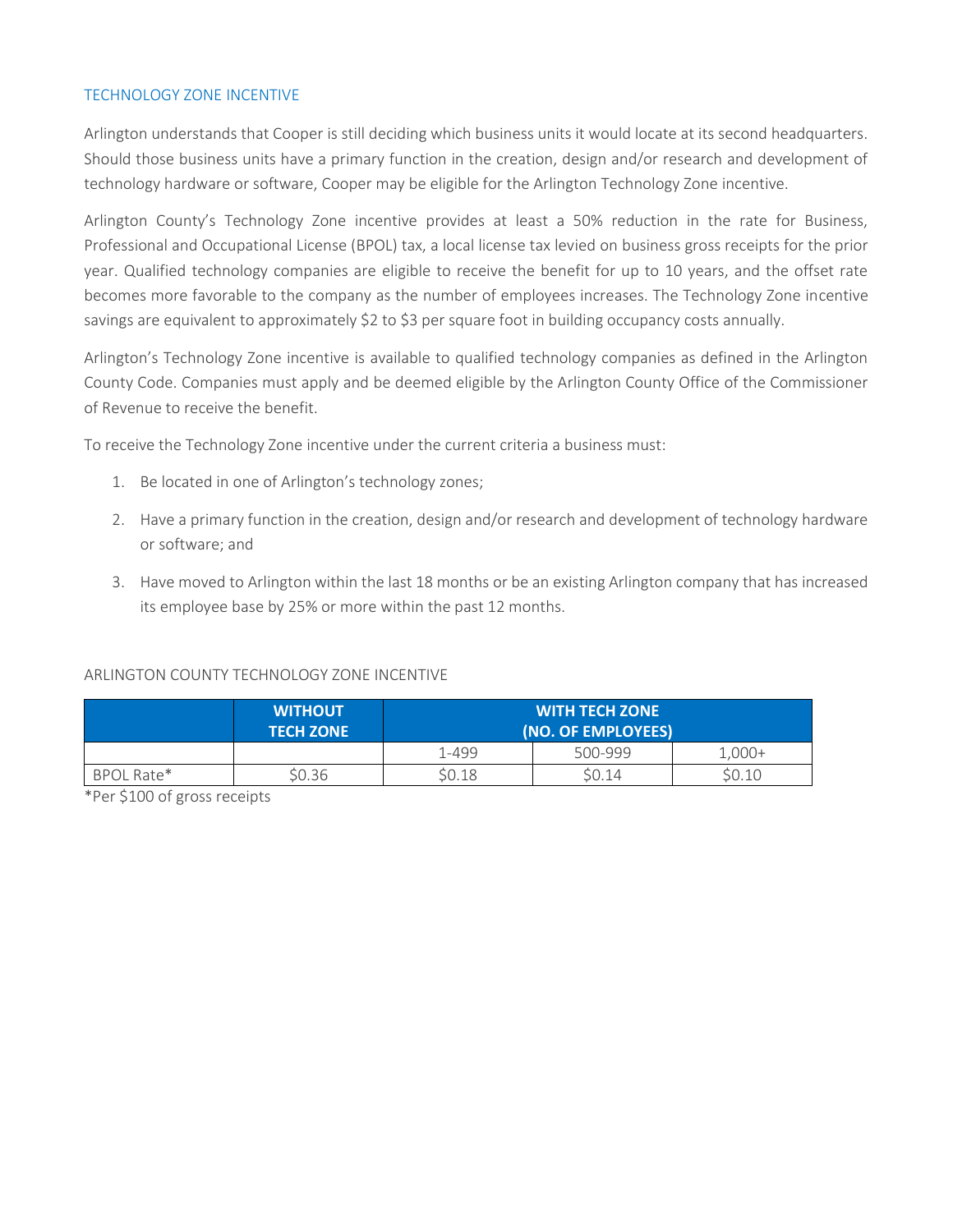## TECHNOLOGY ZONE INCENTIVE

Arlington understands that Cooper is still deciding which business units it would locate at its second headquarters. Should those business units have a primary function in the creation, design and/or research and development of technology hardware or software, Cooper may be eligible for the Arlington Technology Zone incentive.

Arlington County's Technology Zone incentive provides at least a 50% reduction in the rate for Business, Professional and Occupational License (BPOL) tax, a local license tax levied on business gross receipts for the prior year. Qualified technology companies are eligible to receive the benefit for up to 10 years, and the offset rate becomes more favorable to the company as the number of employees increases. The Technology Zone incentive savings are equivalent to approximately $2 to $3 per square foot in building occupancy costs annually.

Arlington's Technology Zone incentive is available to qualified technology companies as defined in the Arlington County Code. Companies must apply and be deemed eligible by the Arlington County Office of the Commissioner of Revenue to receive the benefit.

To receive the Technology Zone incentive under the current criteria a business must:

1. Be located in one of Arlington's technology zones;
2. Have a primary function in the creation, design and/or research and development of technology hardware or software; and
3. Have moved to Arlington within the last 18 months or be an existing Arlington company that has increased its employee base by 25% or more within the past 12 months.

ARLINGTON COUNTY TECHNOLOGY ZONE INCENTIVE

| | WITHOUT TECH ZONE | WITH TECH ZONE (NO. OF EMPLOYEES) | | |
|---|---|---|---|---|
| | | 1-499 | 500-999 | 1,000+ |
| BPOL Rate* | $0.36 | $0.18 | $0.14 | $0.10 |

*Per $100 of gross receipts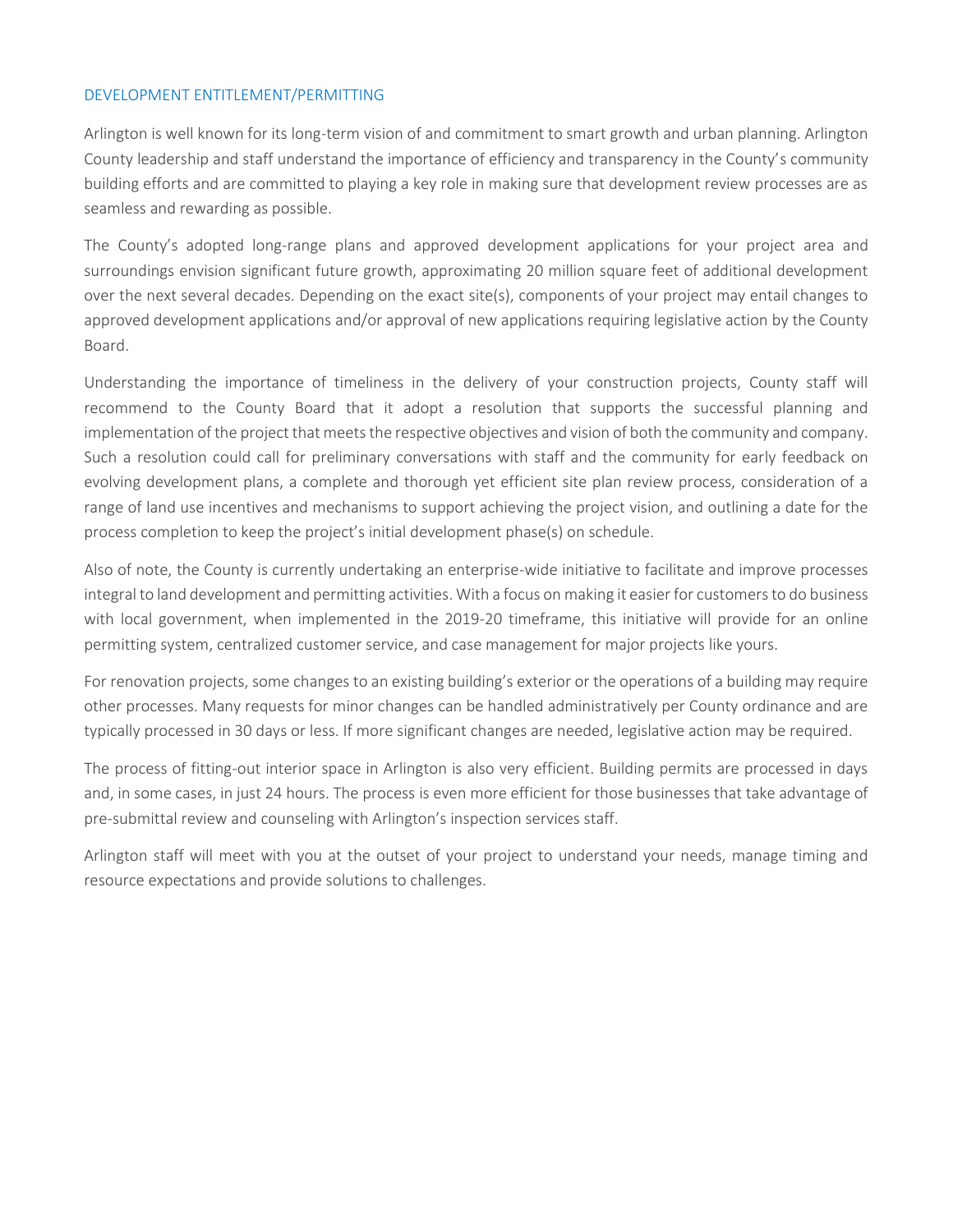## DEVELOPMENT ENTITLEMENT/PERMITTING

Arlington is well known for its long-term vision of and commitment to smart growth and urban planning. Arlington County leadership and staff understand the importance of efficiency and transparency in the County's community building efforts and are committed to playing a key role in making sure that development review processes are as seamless and rewarding as possible.

The County's adopted long-range plans and approved development applications for your project area and surroundings envision significant future growth, approximating 20 million square feet of additional development over the next several decades. Depending on the exact site(s), components of your project may entail changes to approved development applications and/or approval of new applications requiring legislative action by the County Board.

Understanding the importance of timeliness in the delivery of your construction projects, County staff will recommend to the County Board that it adopt a resolution that supports the successful planning and implementation of the project that meets the respective objectives and vision of both the community and company. Such a resolution could call for preliminary conversations with staff and the community for early feedback on evolving development plans, a complete and thorough yet efficient site plan review process, consideration of a range of land use incentives and mechanisms to support achieving the project vision, and outlining a date for the process completion to keep the project's initial development phase(s) on schedule.

Also of note, the County is currently undertaking an enterprise-wide initiative to facilitate and improve processes integral to land development and permitting activities. With a focus on making it easier for customers to do business with local government, when implemented in the 2019-20 timeframe, this initiative will provide for an online permitting system, centralized customer service, and case management for major projects like yours.

For renovation projects, some changes to an existing building's exterior or the operations of a building may require other processes. Many requests for minor changes can be handled administratively per County ordinance and are typically processed in 30 days or less. If more significant changes are needed, legislative action may be required.

The process of fitting-out interior space in Arlington is also very efficient. Building permits are processed in days and, in some cases, in just 24 hours. The process is even more efficient for those businesses that take advantage of pre-submittal review and counseling with Arlington's inspection services staff.

Arlington staff will meet with you at the outset of your project to understand your needs, manage timing and resource expectations and provide solutions to challenges.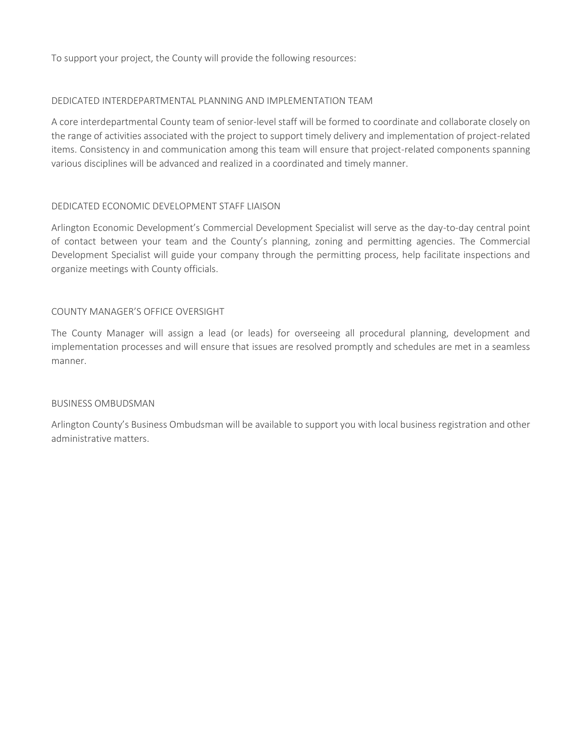To support your project, the County will provide the following resources:

## DEDICATED INTERDEPARTMENTAL PLANNING AND IMPLEMENTATION TEAM

A core interdepartmental County team of senior-level staff will be formed to coordinate and collaborate closely on the range of activities associated with the project to support timely delivery and implementation of project-related items. Consistency in and communication among this team will ensure that project-related components spanning various disciplines will be advanced and realized in a coordinated and timely manner.

## DEDICATED ECONOMIC DEVELOPMENT STAFF LIAISON

Arlington Economic Development's Commercial Development Specialist will serve as the day-to-day central point of contact between your team and the County's planning, zoning and permitting agencies. The Commercial Development Specialist will guide your company through the permitting process, help facilitate inspections and organize meetings with County officials.

## COUNTY MANAGER'S OFFICE OVERSIGHT

The County Manager will assign a lead (or leads) for overseeing all procedural planning, development and implementation processes and will ensure that issues are resolved promptly and schedules are met in a seamless manner.

## BUSINESS OMBUDSMAN

Arlington County's Business Ombudsman will be available to support you with local business registration and other administrative matters.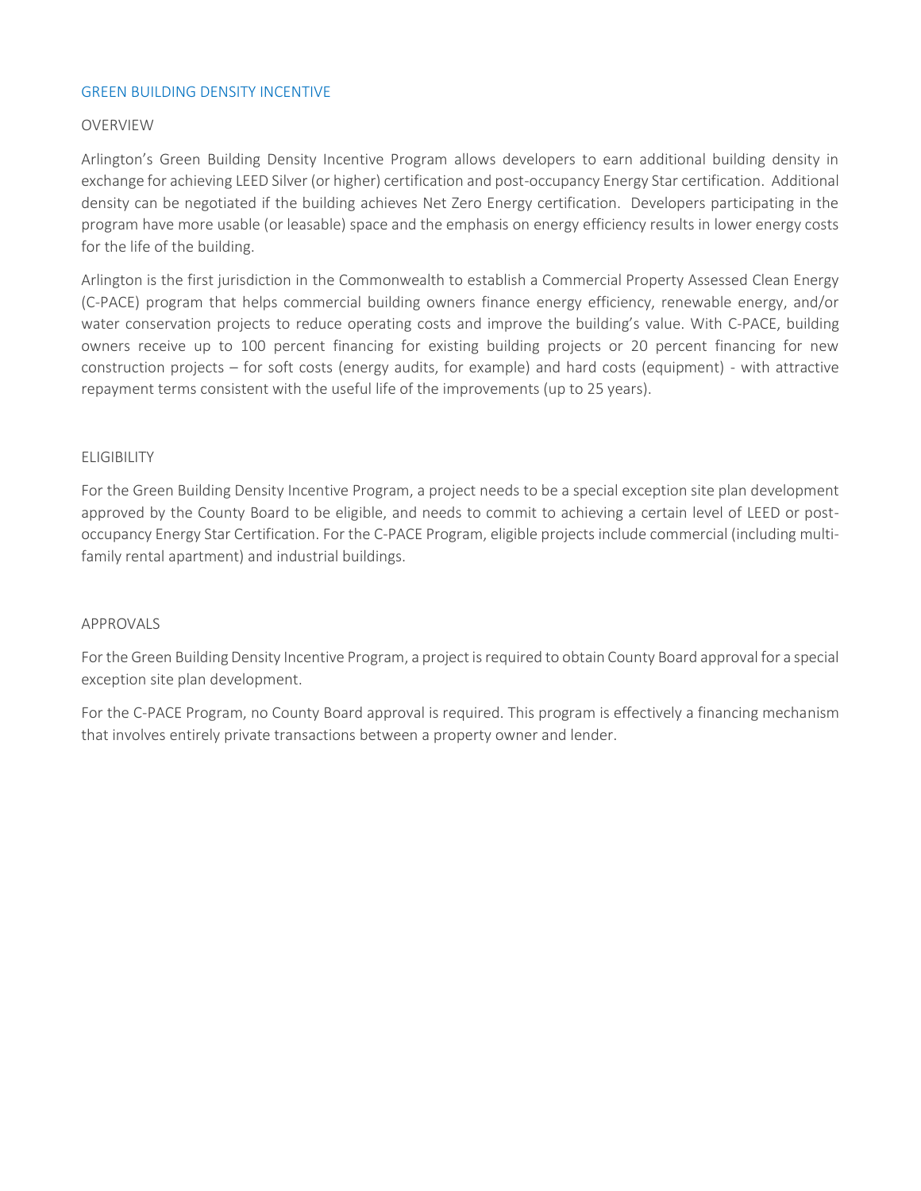## GREEN BUILDING DENSITY INCENTIVE

### OVERVIEW

Arlington's Green Building Density Incentive Program allows developers to earn additional building density in exchange for achieving LEED Silver (or higher) certification and post-occupancy Energy Star certification. Additional density can be negotiated if the building achieves Net Zero Energy certification. Developers participating in the program have more usable (or leasable) space and the emphasis on energy efficiency results in lower energy costs for the life of the building.

Arlington is the first jurisdiction in the Commonwealth to establish a Commercial Property Assessed Clean Energy (C-PACE) program that helps commercial building owners finance energy efficiency, renewable energy, and/or water conservation projects to reduce operating costs and improve the building's value. With C-PACE, building owners receive up to 100 percent financing for existing building projects or 20 percent financing for new construction projects – for soft costs (energy audits, for example) and hard costs (equipment) - with attractive repayment terms consistent with the useful life of the improvements (up to 25 years).

### ELIGIBILITY

For the Green Building Density Incentive Program, a project needs to be a special exception site plan development approved by the County Board to be eligible, and needs to commit to achieving a certain level of LEED or post-occupancy Energy Star Certification. For the C-PACE Program, eligible projects include commercial (including multi-family rental apartment) and industrial buildings.

### APPROVALS

For the Green Building Density Incentive Program, a project is required to obtain County Board approval for a special exception site plan development.

For the C-PACE Program, no County Board approval is required. This program is effectively a financing mechanism that involves entirely private transactions between a property owner and lender.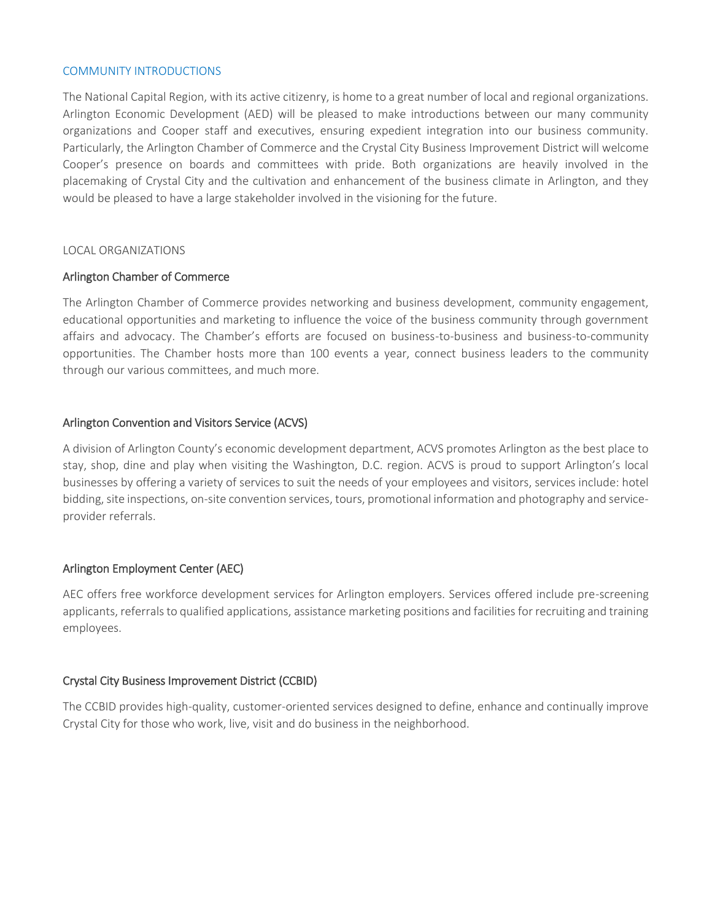## COMMUNITY INTRODUCTIONS

The National Capital Region, with its active citizenry, is home to a great number of local and regional organizations. Arlington Economic Development (AED) will be pleased to make introductions between our many community organizations and Cooper staff and executives, ensuring expedient integration into our business community. Particularly, the Arlington Chamber of Commerce and the Crystal City Business Improvement District will welcome Cooper's presence on boards and committees with pride. Both organizations are heavily involved in the placemaking of Crystal City and the cultivation and enhancement of the business climate in Arlington, and they would be pleased to have a large stakeholder involved in the visioning for the future.

### LOCAL ORGANIZATIONS

#### Arlington Chamber of Commerce

The Arlington Chamber of Commerce provides networking and business development, community engagement, educational opportunities and marketing to influence the voice of the business community through government affairs and advocacy. The Chamber's efforts are focused on business-to-business and business-to-community opportunities. The Chamber hosts more than 100 events a year, connect business leaders to the community through our various committees, and much more.

#### Arlington Convention and Visitors Service (ACVS)

A division of Arlington County's economic development department, ACVS promotes Arlington as the best place to stay, shop, dine and play when visiting the Washington, D.C. region. ACVS is proud to support Arlington's local businesses by offering a variety of services to suit the needs of your employees and visitors, services include: hotel bidding, site inspections, on-site convention services, tours, promotional information and photography and service-provider referrals.

#### Arlington Employment Center (AEC)

AEC offers free workforce development services for Arlington employers. Services offered include pre-screening applicants, referrals to qualified applications, assistance marketing positions and facilities for recruiting and training employees.

#### Crystal City Business Improvement District (CCBID)

The CCBID provides high-quality, customer-oriented services designed to define, enhance and continually improve Crystal City for those who work, live, visit and do business in the neighborhood.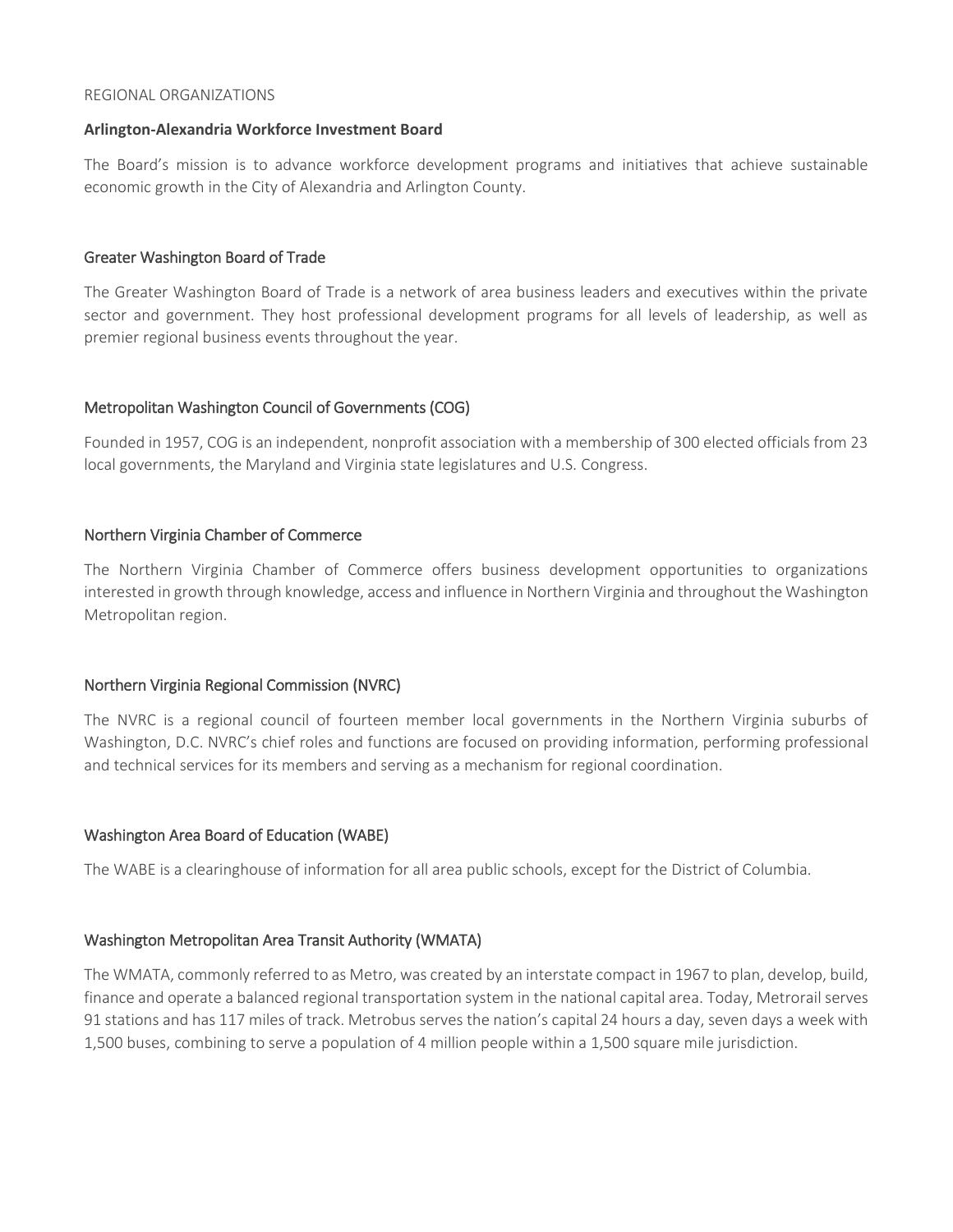REGIONAL ORGANIZATIONS

### **Arlington-Alexandria Workforce Investment Board**

The Board's mission is to advance workforce development programs and initiatives that achieve sustainable economic growth in the City of Alexandria and Arlington County.

### Greater Washington Board of Trade

The Greater Washington Board of Trade is a network of area business leaders and executives within the private sector and government. They host professional development programs for all levels of leadership, as well as premier regional business events throughout the year.

### Metropolitan Washington Council of Governments (COG)

Founded in 1957, COG is an independent, nonprofit association with a membership of 300 elected officials from 23 local governments, the Maryland and Virginia state legislatures and U.S. Congress.

### Northern Virginia Chamber of Commerce

The Northern Virginia Chamber of Commerce offers business development opportunities to organizations interested in growth through knowledge, access and influence in Northern Virginia and throughout the Washington Metropolitan region.

### Northern Virginia Regional Commission (NVRC)

The NVRC is a regional council of fourteen member local governments in the Northern Virginia suburbs of Washington, D.C. NVRC's chief roles and functions are focused on providing information, performing professional and technical services for its members and serving as a mechanism for regional coordination.

### Washington Area Board of Education (WABE)

The WABE is a clearinghouse of information for all area public schools, except for the District of Columbia.

### Washington Metropolitan Area Transit Authority (WMATA)

The WMATA, commonly referred to as Metro, was created by an interstate compact in 1967 to plan, develop, build, finance and operate a balanced regional transportation system in the national capital area. Today, Metrorail serves 91 stations and has 117 miles of track. Metrobus serves the nation's capital 24 hours a day, seven days a week with 1,500 buses, combining to serve a population of 4 million people within a 1,500 square mile jurisdiction.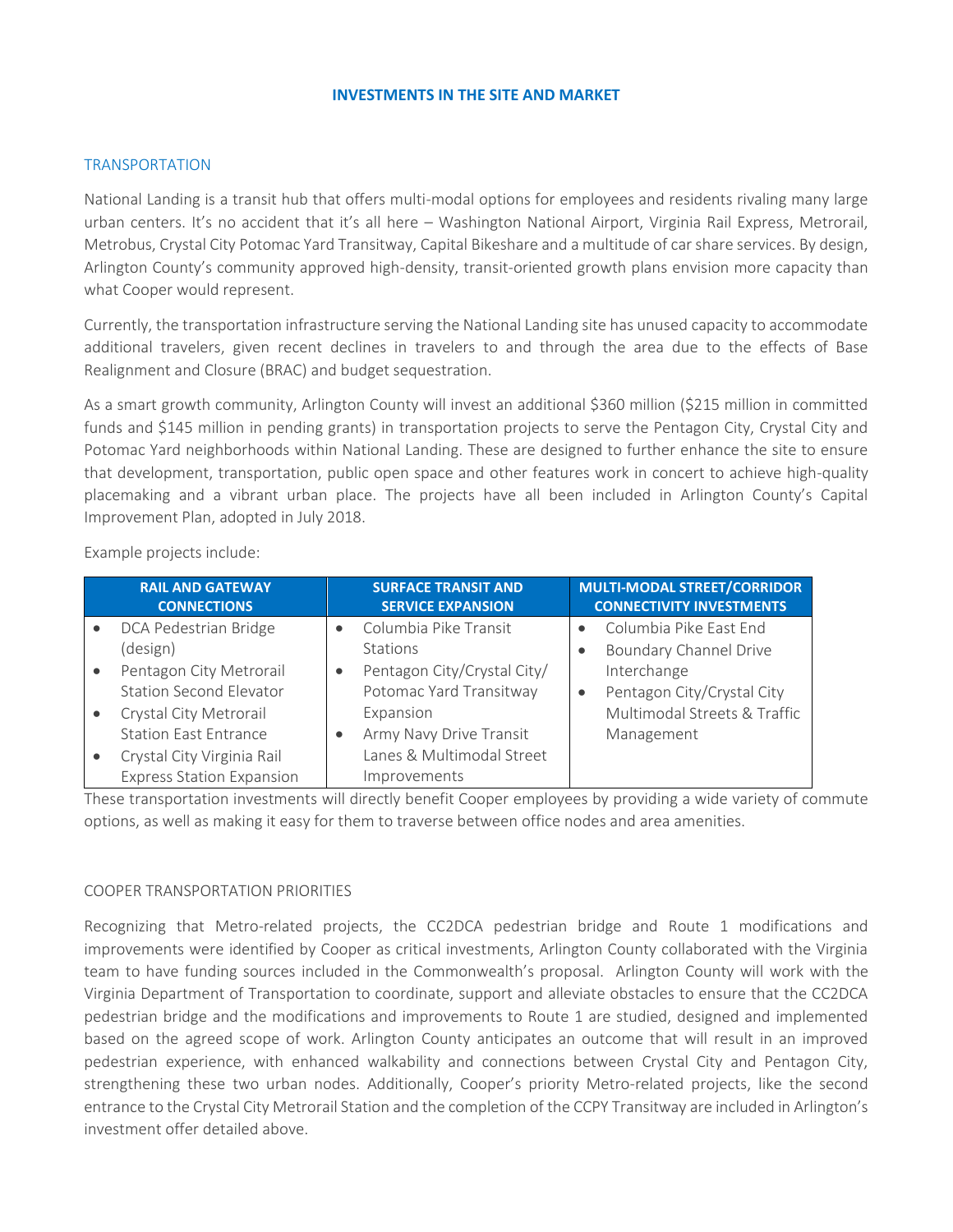## INVESTMENTS IN THE SITE AND MARKET

### TRANSPORTATION

National Landing is a transit hub that offers multi-modal options for employees and residents rivaling many large urban centers. It's no accident that it's all here – Washington National Airport, Virginia Rail Express, Metrorail, Metrobus, Crystal City Potomac Yard Transitway, Capital Bikeshare and a multitude of car share services. By design, Arlington County's community approved high-density, transit-oriented growth plans envision more capacity than what Cooper would represent.

Currently, the transportation infrastructure serving the National Landing site has unused capacity to accommodate additional travelers, given recent declines in travelers to and through the area due to the effects of Base Realignment and Closure (BRAC) and budget sequestration.

As a smart growth community, Arlington County will invest an additional $360 million ($215 million in committed funds and $145 million in pending grants) in transportation projects to serve the Pentagon City, Crystal City and Potomac Yard neighborhoods within National Landing. These are designed to further enhance the site to ensure that development, transportation, public open space and other features work in concert to achieve high-quality placemaking and a vibrant urban place. The projects have all been included in Arlington County's Capital Improvement Plan, adopted in July 2018.

Example projects include:

| RAIL AND GATEWAY CONNECTIONS | SURFACE TRANSIT AND SERVICE EXPANSION | MULTI-MODAL STREET/CORRIDOR CONNECTIVITY INVESTMENTS |
|---|---|---|
| • DCA Pedestrian Bridge (design)<br>• Pentagon City Metrorail Station Second Elevator<br>• Crystal City Metrorail Station East Entrance<br>• Crystal City Virginia Rail Express Station Expansion | • Columbia Pike Transit Stations<br>• Pentagon City/Crystal City/ Potomac Yard Transitway Expansion<br>• Army Navy Drive Transit Lanes & Multimodal Street Improvements | • Columbia Pike East End<br>• Boundary Channel Drive Interchange<br>• Pentagon City/Crystal City Multimodal Streets & Traffic Management |

These transportation investments will directly benefit Cooper employees by providing a wide variety of commute options, as well as making it easy for them to traverse between office nodes and area amenities.

### COOPER TRANSPORTATION PRIORITIES

Recognizing that Metro-related projects, the CC2DCA pedestrian bridge and Route 1 modifications and improvements were identified by Cooper as critical investments, Arlington County collaborated with the Virginia team to have funding sources included in the Commonwealth's proposal. Arlington County will work with the Virginia Department of Transportation to coordinate, support and alleviate obstacles to ensure that the CC2DCA pedestrian bridge and the modifications and improvements to Route 1 are studied, designed and implemented based on the agreed scope of work. Arlington County anticipates an outcome that will result in an improved pedestrian experience, with enhanced walkability and connections between Crystal City and Pentagon City, strengthening these two urban nodes. Additionally, Cooper's priority Metro-related projects, like the second entrance to the Crystal City Metrorail Station and the completion of the CCPY Transitway are included in Arlington's investment offer detailed above.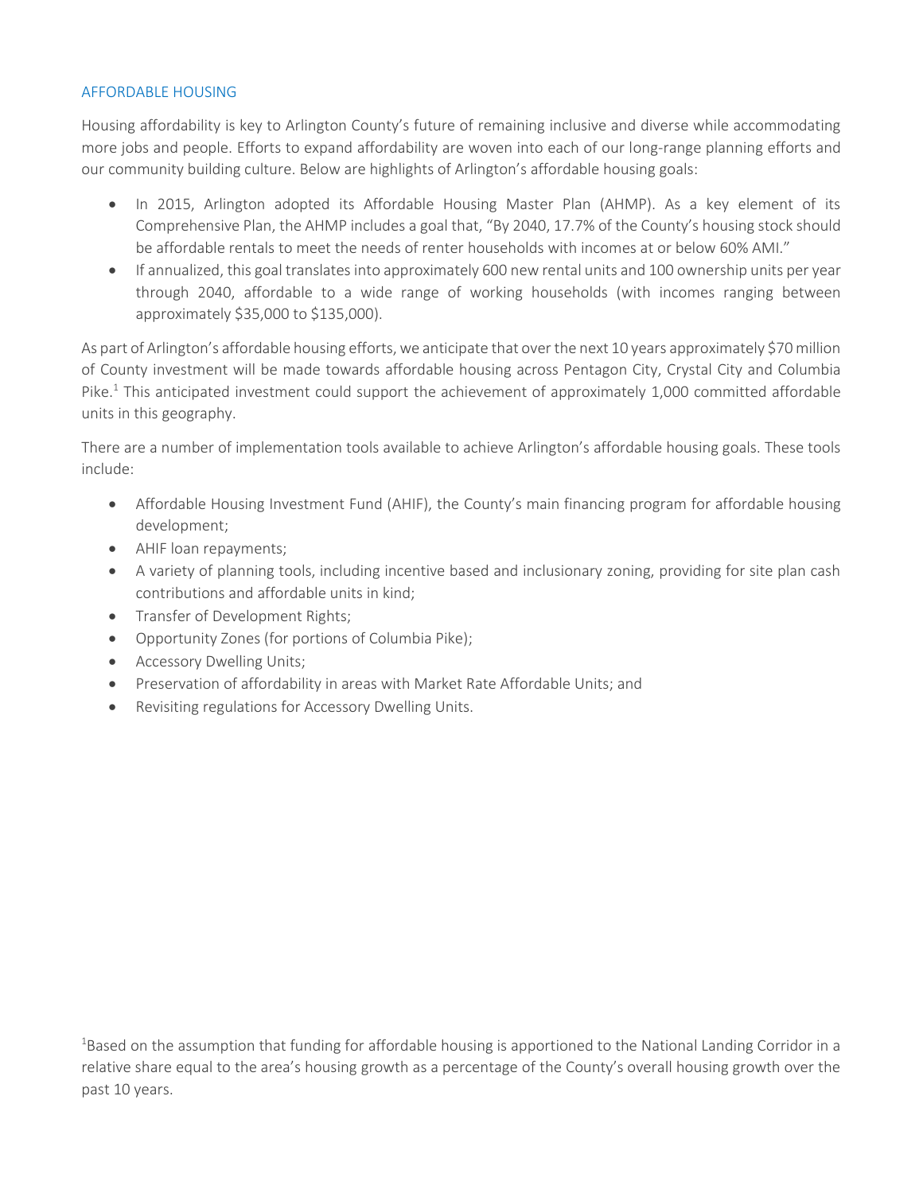## AFFORDABLE HOUSING

Housing affordability is key to Arlington County's future of remaining inclusive and diverse while accommodating more jobs and people. Efforts to expand affordability are woven into each of our long-range planning efforts and our community building culture. Below are highlights of Arlington's affordable housing goals:

- In 2015, Arlington adopted its Affordable Housing Master Plan (AHMP). As a key element of its Comprehensive Plan, the AHMP includes a goal that, "By 2040, 17.7% of the County's housing stock should be affordable rentals to meet the needs of renter households with incomes at or below 60% AMI."
- If annualized, this goal translates into approximately 600 new rental units and 100 ownership units per year through 2040, affordable to a wide range of working households (with incomes ranging between approximately $35,000 to $135,000).

As part of Arlington's affordable housing efforts, we anticipate that over the next 10 years approximately $70 million of County investment will be made towards affordable housing across Pentagon City, Crystal City and Columbia Pike.[1] This anticipated investment could support the achievement of approximately 1,000 committed affordable units in this geography.

There are a number of implementation tools available to achieve Arlington's affordable housing goals. These tools include:

- Affordable Housing Investment Fund (AHIF), the County's main financing program for affordable housing development;
- AHIF loan repayments;
- A variety of planning tools, including incentive based and inclusionary zoning, providing for site plan cash contributions and affordable units in kind;
- Transfer of Development Rights;
- Opportunity Zones (for portions of Columbia Pike);
- Accessory Dwelling Units;
- Preservation of affordability in areas with Market Rate Affordable Units; and
- Revisiting regulations for Accessory Dwelling Units.

[1]Based on the assumption that funding for affordable housing is apportioned to the National Landing Corridor in a relative share equal to the area's housing growth as a percentage of the County's overall housing growth over the past 10 years.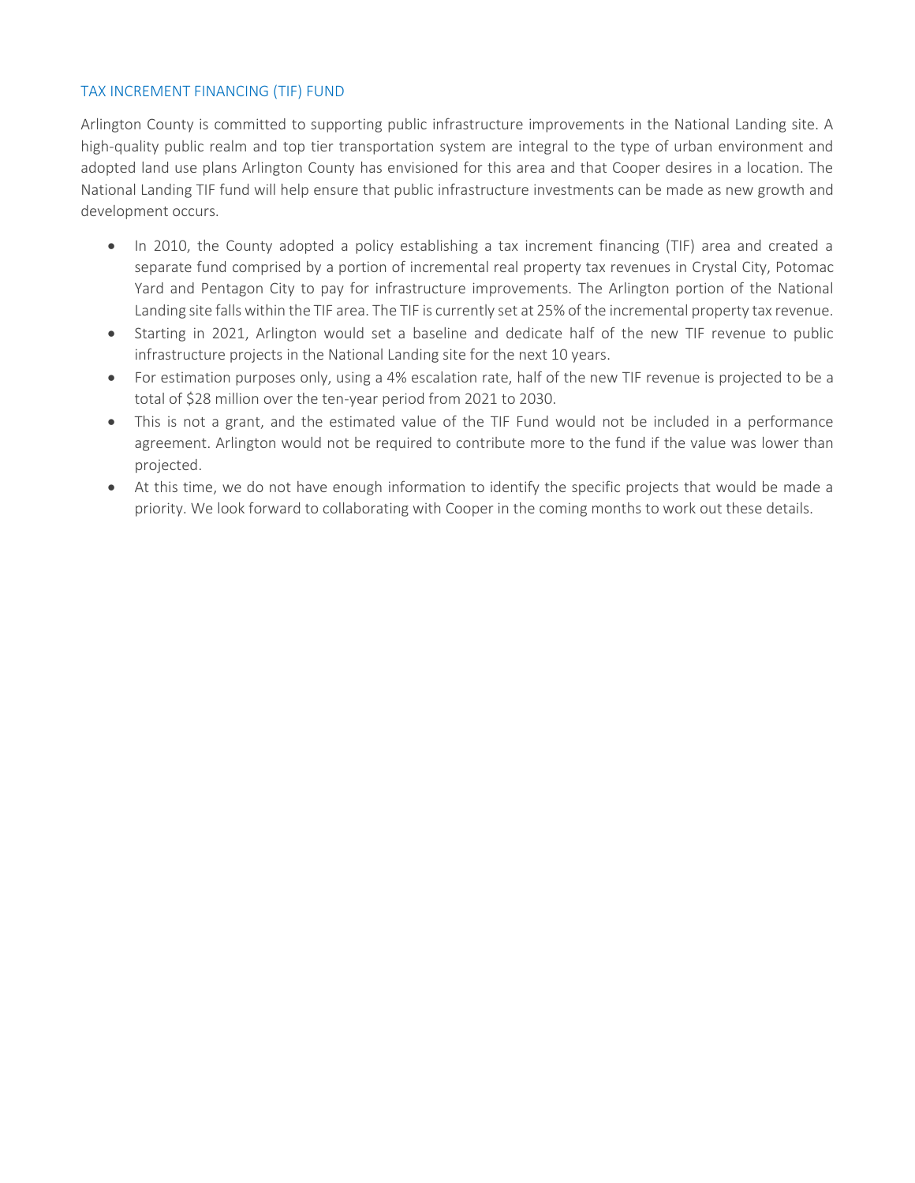## TAX INCREMENT FINANCING (TIF) FUND

Arlington County is committed to supporting public infrastructure improvements in the National Landing site. A high-quality public realm and top tier transportation system are integral to the type of urban environment and adopted land use plans Arlington County has envisioned for this area and that Cooper desires in a location. The National Landing TIF fund will help ensure that public infrastructure investments can be made as new growth and development occurs.

- In 2010, the County adopted a policy establishing a tax increment financing (TIF) area and created a separate fund comprised by a portion of incremental real property tax revenues in Crystal City, Potomac Yard and Pentagon City to pay for infrastructure improvements. The Arlington portion of the National Landing site falls within the TIF area. The TIF is currently set at 25% of the incremental property tax revenue.
- Starting in 2021, Arlington would set a baseline and dedicate half of the new TIF revenue to public infrastructure projects in the National Landing site for the next 10 years.
- For estimation purposes only, using a 4% escalation rate, half of the new TIF revenue is projected to be a total of $28 million over the ten-year period from 2021 to 2030.
- This is not a grant, and the estimated value of the TIF Fund would not be included in a performance agreement. Arlington would not be required to contribute more to the fund if the value was lower than projected.
- At this time, we do not have enough information to identify the specific projects that would be made a priority. We look forward to collaborating with Cooper in the coming months to work out these details.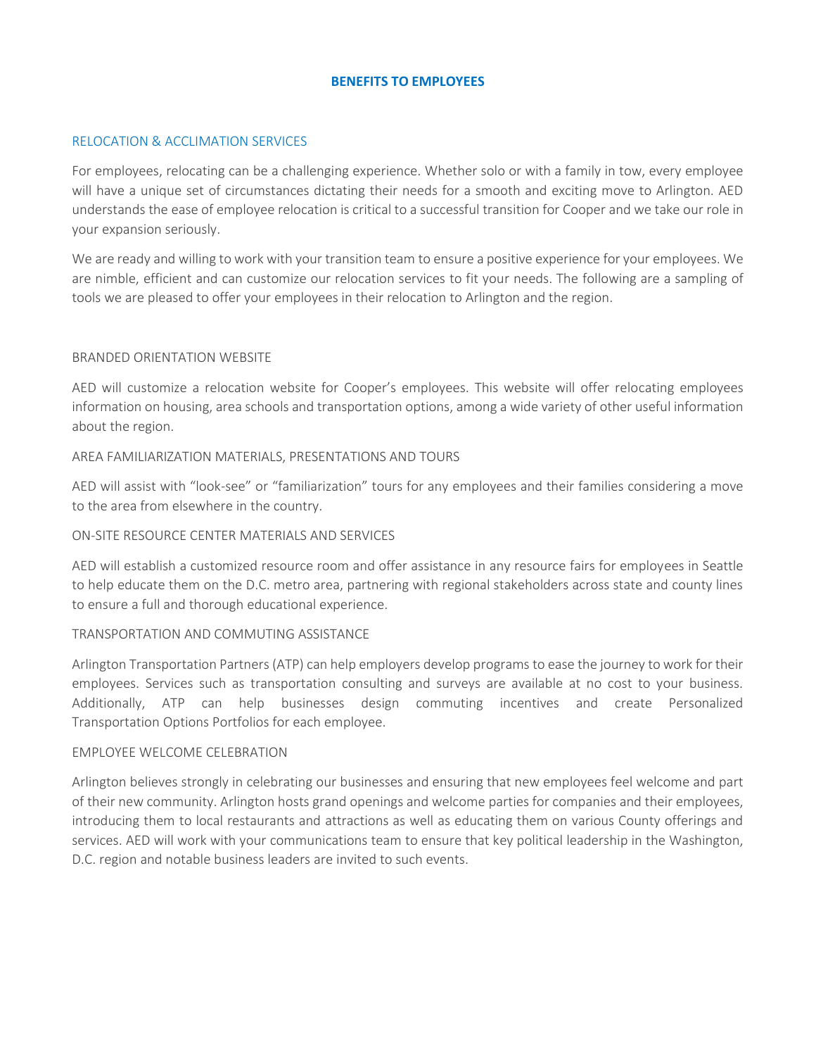## BENEFITS TO EMPLOYEES

### RELOCATION & ACCLIMATION SERVICES

For employees, relocating can be a challenging experience. Whether solo or with a family in tow, every employee will have a unique set of circumstances dictating their needs for a smooth and exciting move to Arlington. AED understands the ease of employee relocation is critical to a successful transition for Cooper and we take our role in your expansion seriously.

We are ready and willing to work with your transition team to ensure a positive experience for your employees. We are nimble, efficient and can customize our relocation services to fit your needs. The following are a sampling of tools we are pleased to offer your employees in their relocation to Arlington and the region.

#### BRANDED ORIENTATION WEBSITE

AED will customize a relocation website for Cooper's employees. This website will offer relocating employees information on housing, area schools and transportation options, among a wide variety of other useful information about the region.

#### AREA FAMILIARIZATION MATERIALS, PRESENTATIONS AND TOURS

AED will assist with "look-see" or "familiarization" tours for any employees and their families considering a move to the area from elsewhere in the country.

#### ON-SITE RESOURCE CENTER MATERIALS AND SERVICES

AED will establish a customized resource room and offer assistance in any resource fairs for employees in Seattle to help educate them on the D.C. metro area, partnering with regional stakeholders across state and county lines to ensure a full and thorough educational experience.

#### TRANSPORTATION AND COMMUTING ASSISTANCE

Arlington Transportation Partners (ATP) can help employers develop programs to ease the journey to work for their employees. Services such as transportation consulting and surveys are available at no cost to your business. Additionally, ATP can help businesses design commuting incentives and create Personalized Transportation Options Portfolios for each employee.

#### EMPLOYEE WELCOME CELEBRATION

Arlington believes strongly in celebrating our businesses and ensuring that new employees feel welcome and part of their new community. Arlington hosts grand openings and welcome parties for companies and their employees, introducing them to local restaurants and attractions as well as educating them on various County offerings and services. AED will work with your communications team to ensure that key political leadership in the Washington, D.C. region and notable business leaders are invited to such events.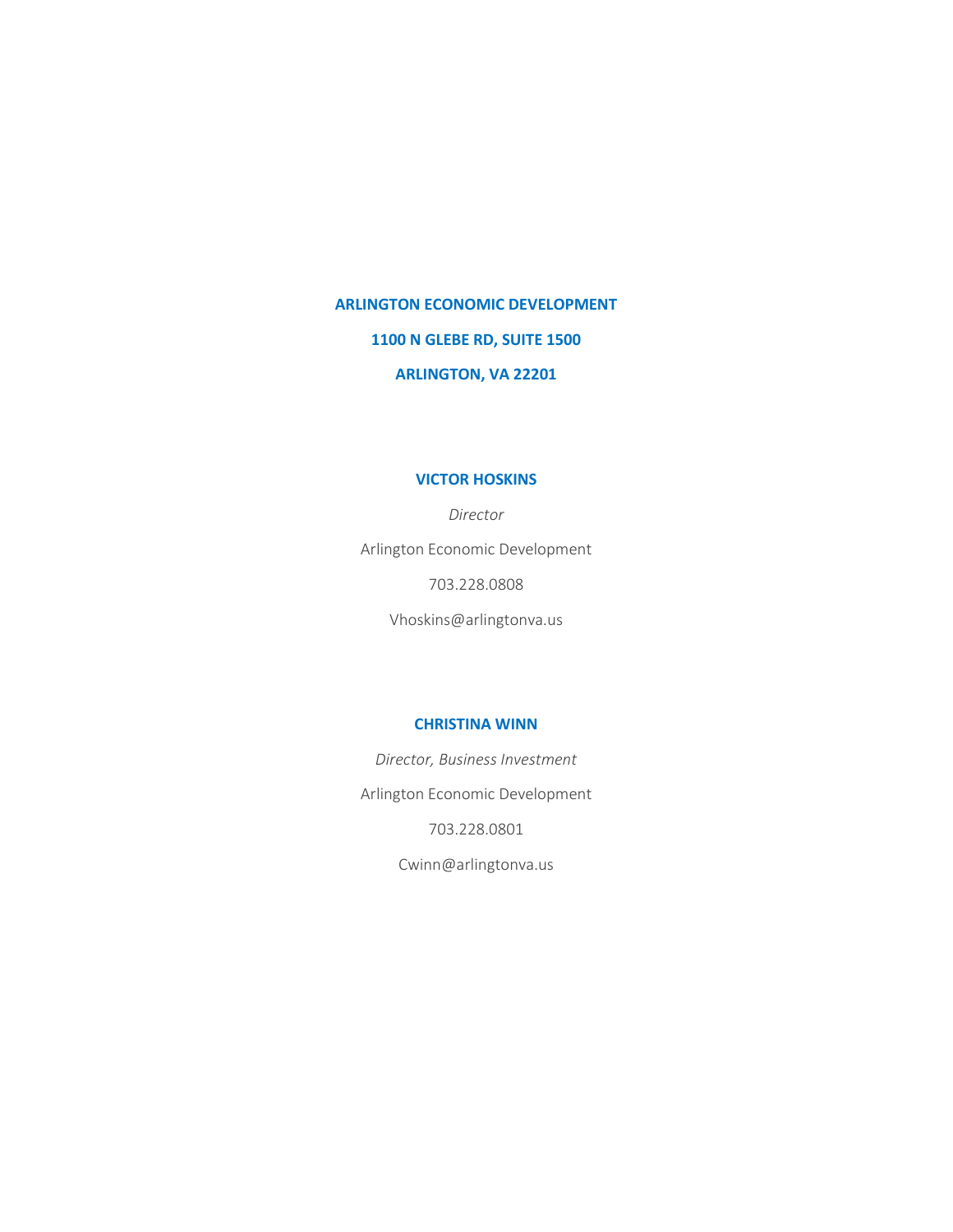**ARLINGTON ECONOMIC DEVELOPMENT**

**1100 N GLEBE RD, SUITE 1500**

**ARLINGTON, VA 22201**

**VICTOR HOSKINS**

*Director*

Arlington Economic Development

703.228.0808

Vhoskins@arlingtonva.us

**CHRISTINA WINN**

*Director, Business Investment*

Arlington Economic Development

703.228.0801

Cwinn@arlingtonva.us